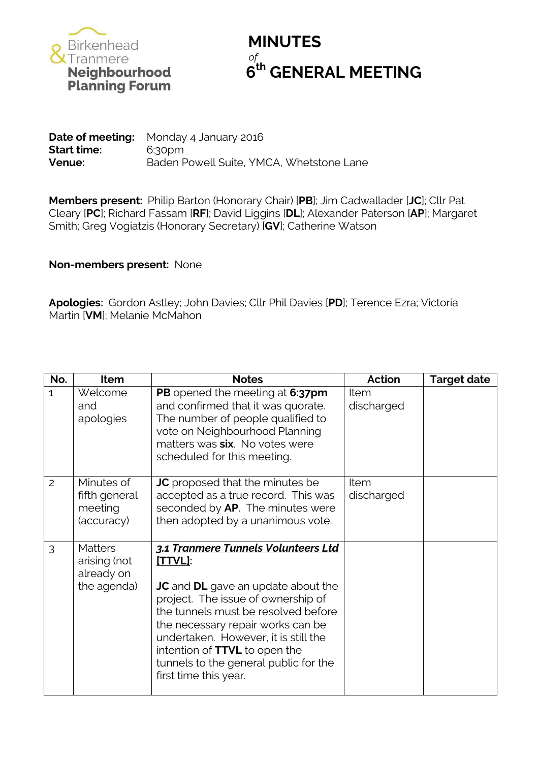Birkenhead & Tranmere **Neighbourhood Planning Forum**

# MINUTES

*of*

# 6th GENERAL MEETING

**Date of meeting:** Monday 4 January 2016
**Start time:** 6:30pm
**Venue:** Baden Powell Suite, YMCA, Whetstone Lane

**Members present:** Philip Barton (Honorary Chair) [**PB**]; Jim Cadwallader [**JC**]; Cllr Pat Cleary [**PC**]; Richard Fassam [**RF**]; David Liggins [**DL**]; Alexander Paterson [**AP**]; Margaret Smith; Greg Vogiatzis (Honorary Secretary) [**GV**]; Catherine Watson

**Non-members present:** None

**Apologies:** Gordon Astley; John Davies; Cllr Phil Davies [**PD**]; Terence Ezra; Victoria Martin [**VM**]; Melanie McMahon

| No. | Item | Notes | Action | Target date |
|---|---|---|---|---|
| 1 | Welcome and apologies | **PB** opened the meeting at **6:37pm** and confirmed that it was quorate. The number of people qualified to vote on Neighbourhood Planning matters was **six**. No votes were scheduled for this meeting. | Item discharged | |
| 2 | Minutes of fifth general meeting (accuracy) | **JC** proposed that the minutes be accepted as a true record. This was seconded by **AP**. The minutes were then adopted by a unanimous vote. | Item discharged | |
| 3 | Matters arising (not already on the agenda) | ***3.1 <u>Tranmere Tunnels Volunteers Ltd [TTVL]</u>:*** <br><br> **JC** and **DL** gave an update about the project. The issue of ownership of the tunnels must be resolved before the necessary repair works can be undertaken. However, it is still the intention of **TTVL** to open the tunnels to the general public for the first time this year. | | |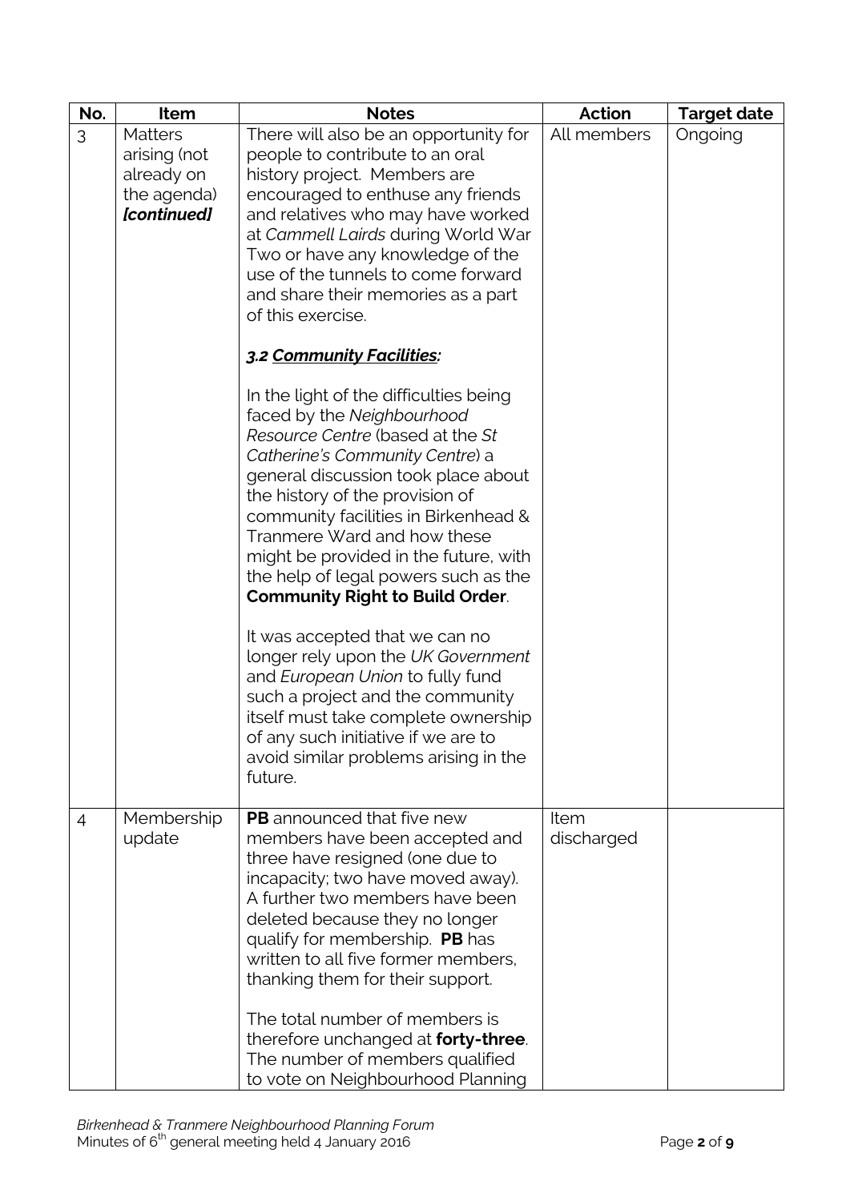| No. | Item | Notes | Action | Target date |
|---|---|---|---|---|
| 3 | Matters arising (not already on the agenda) ***[continued]*** | There will also be an opportunity for people to contribute to an oral history project. Members are encouraged to enthuse any friends and relatives who may have worked at *Cammell Lairds* during World War Two or have any knowledge of the use of the tunnels to come forward and share their memories as a part of this exercise.<br><br>***3.2 <u>Community Facilities</u>:***<br><br>In the light of the difficulties being faced by the *Neighbourhood Resource Centre* (based at the *St Catherine's Community Centre*) a general discussion took place about the history of the provision of community facilities in Birkenhead & Tranmere Ward and how these might be provided in the future, with the help of legal powers such as the **Community Right to Build Order**.<br><br>It was accepted that we can no longer rely upon the *UK Government* and *European Union* to fully fund such a project and the community itself must take complete ownership of any such initiative if we are to avoid similar problems arising in the future. | All members | Ongoing |
| 4 | Membership update | **PB** announced that five new members have been accepted and three have resigned (one due to incapacity; two have moved away). A further two members have been deleted because they no longer qualify for membership. **PB** has written to all five former members, thanking them for their support.<br><br>The total number of members is therefore unchanged at **forty-three**. The number of members qualified to vote on Neighbourhood Planning | Item discharged | |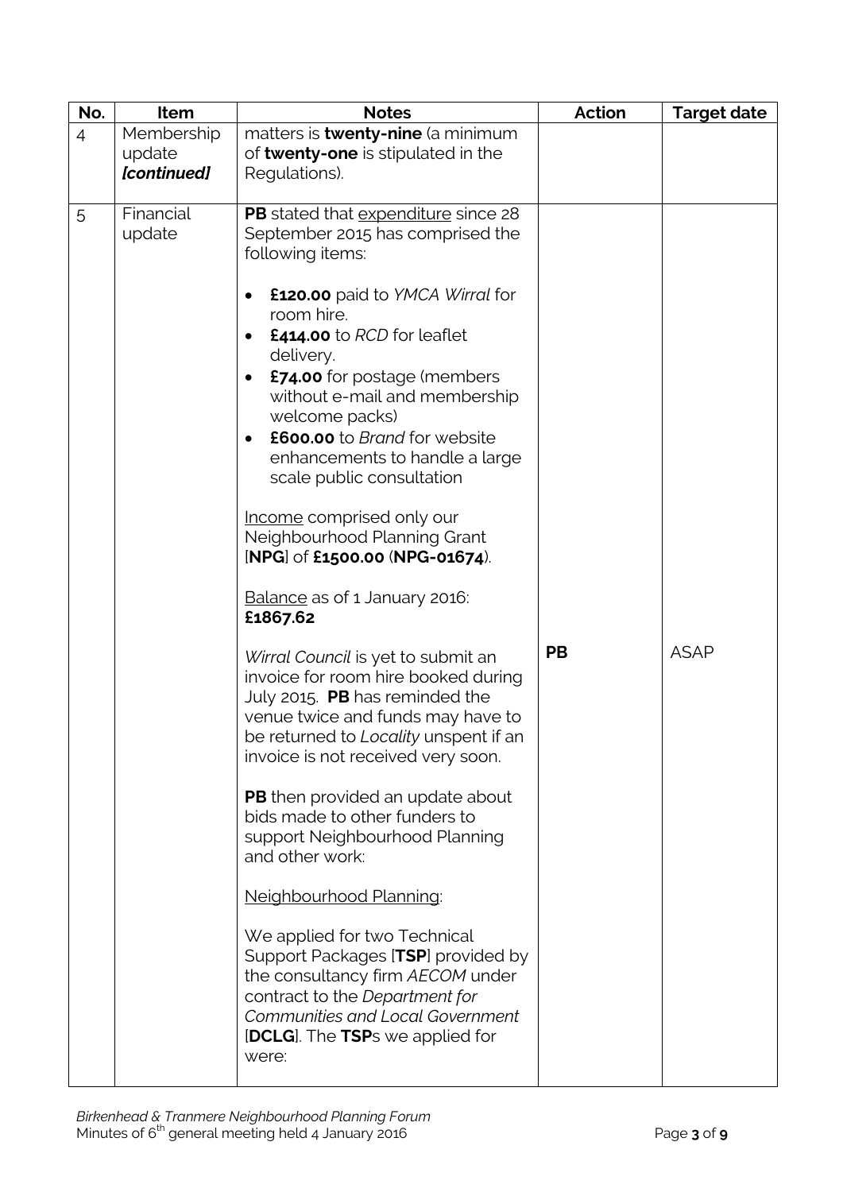| No. | Item | Notes | Action | Target date |
|---|---|---|---|---|
| 4 | Membership update *[continued]* | matters is **twenty-nine** (a minimum of **twenty-one** is stipulated in the Regulations). | | |
| 5 | Financial update | **PB** stated that expenditure since 28 September 2015 has comprised the following items:<br><br>• **£120.00** paid to *YMCA Wirral* for room hire.<br>• **£414.00** to *RCD* for leaflet delivery.<br>• **£74.00** for postage (members without e-mail and membership welcome packs)<br>• **£600.00** to *Brand* for website enhancements to handle a large scale public consultation<br><br>Income comprised only our Neighbourhood Planning Grant [**NPG**] of **£1500.00** (**NPG-01674**).<br><br>Balance as of 1 January 2016: **£1867.62**<br><br>*Wirral Council* is yet to submit an invoice for room hire booked during July 2015. **PB** has reminded the venue twice and funds may have to be returned to *Locality* unspent if an invoice is not received very soon.<br><br>**PB** then provided an update about bids made to other funders to support Neighbourhood Planning and other work:<br><br>Neighbourhood Planning:<br><br>We applied for two Technical Support Packages [**TSP**] provided by the consultancy firm *AECOM* under contract to the *Department for Communities and Local Government* [**DCLG**]. The **TSP**s we applied for were: | **PB** | ASAP |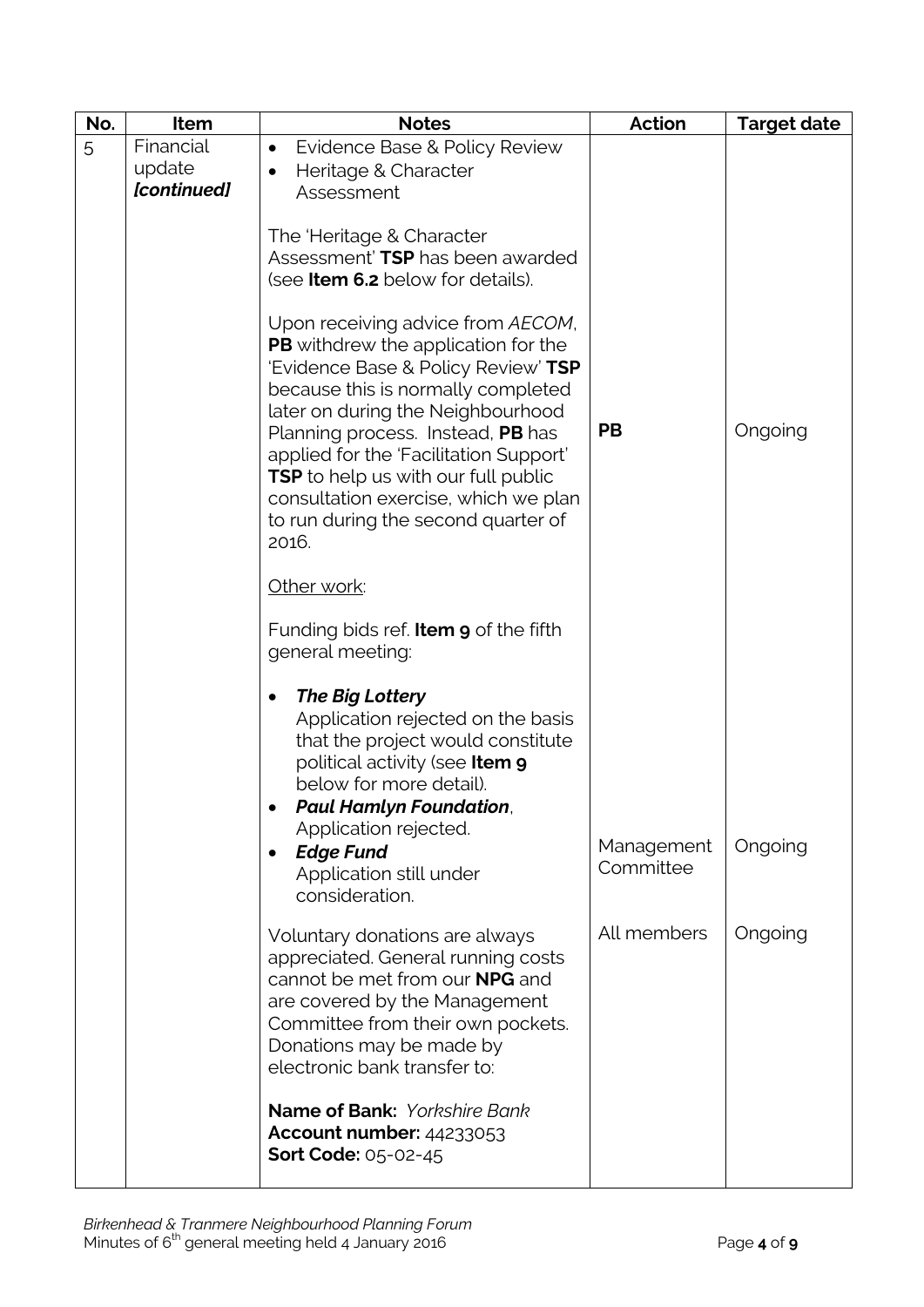| No. | Item | Notes | Action | Target date |
|---|---|---|---|---|
| 5 | Financial update *[continued]* | • Evidence Base & Policy Review<br>• Heritage & Character Assessment<br><br>The 'Heritage & Character Assessment' **TSP** has been awarded (see **Item 6.2** below for details).<br><br>Upon receiving advice from *AECOM*, **PB** withdrew the application for the 'Evidence Base & Policy Review' **TSP** because this is normally completed later on during the Neighbourhood Planning process. Instead, **PB** has applied for the 'Facilitation Support' **TSP** to help us with our full public consultation exercise, which we plan to run during the second quarter of 2016. | **PB** | Ongoing |
| | | Other work:<br><br>Funding bids ref. **Item 9** of the fifth general meeting:<br><br>• ***The Big Lottery*** Application rejected on the basis that the project would constitute political activity (see **Item 9** below for more detail).<br>• ***Paul Hamlyn Foundation***, Application rejected.<br>• ***Edge Fund*** Application still under consideration. | Management Committee | Ongoing |
| | | Voluntary donations are always appreciated. General running costs cannot be met from our **NPG** and are covered by the Management Committee from their own pockets. Donations may be made by electronic bank transfer to:<br><br>**Name of Bank:** *Yorkshire Bank*<br>**Account number:** 44233053<br>**Sort Code:** 05-02-45 | All members | Ongoing |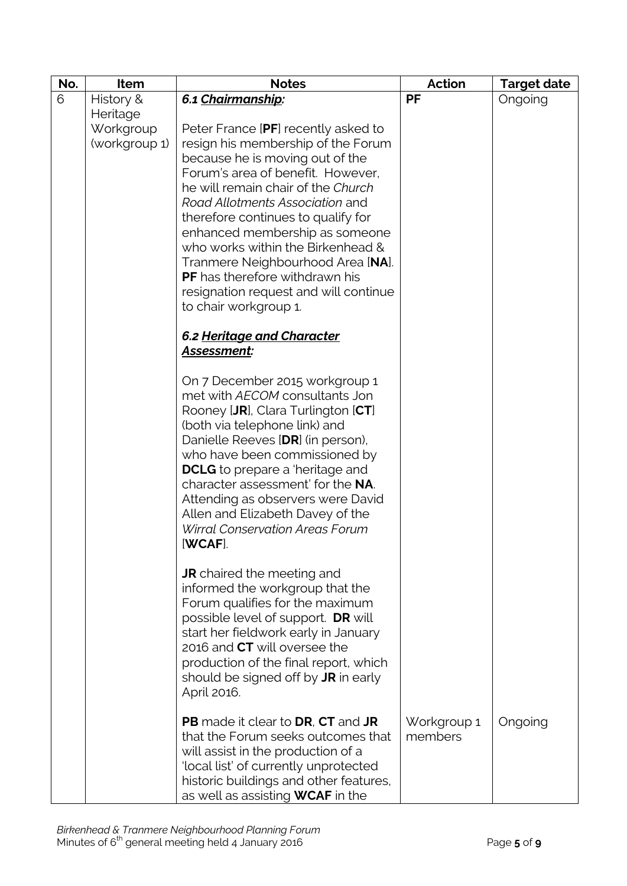| No. | Item | Notes | Action | Target date |
|---|---|---|---|---|
| 6 | History & Heritage Workgroup (workgroup 1) | ***6.1 <u>Chairmanship:</u>***<br><br>Peter France [**PF**] recently asked to resign his membership of the Forum because he is moving out of the Forum's area of benefit. However, he will remain chair of the *Church Road Allotments Association* and therefore continues to qualify for enhanced membership as someone who works within the Birkenhead & Tranmere Neighbourhood Area [**NA**]. **PF** has therefore withdrawn his resignation request and will continue to chair workgroup 1. | **PF** | Ongoing |
| | | ***6.2 <u>Heritage and Character Assessment:</u>***<br><br>On 7 December 2015 workgroup 1 met with *AECOM* consultants Jon Rooney [**JR**], Clara Turlington [**CT**] (both via telephone link) and Danielle Reeves [**DR**] (in person), who have been commissioned by **DCLG** to prepare a 'heritage and character assessment' for the **NA**. Attending as observers were David Allen and Elizabeth Davey of the *Wirral Conservation Areas Forum* [**WCAF**].<br><br>**JR** chaired the meeting and informed the workgroup that the Forum qualifies for the maximum possible level of support. **DR** will start her fieldwork early in January 2016 and **CT** will oversee the production of the final report, which should be signed off by **JR** in early April 2016. | | |
| | | **PB** made it clear to **DR**, **CT** and **JR** that the Forum seeks outcomes that will assist in the production of a 'local list' of currently unprotected historic buildings and other features, as well as assisting **WCAF** in the | Workgroup 1 members | Ongoing |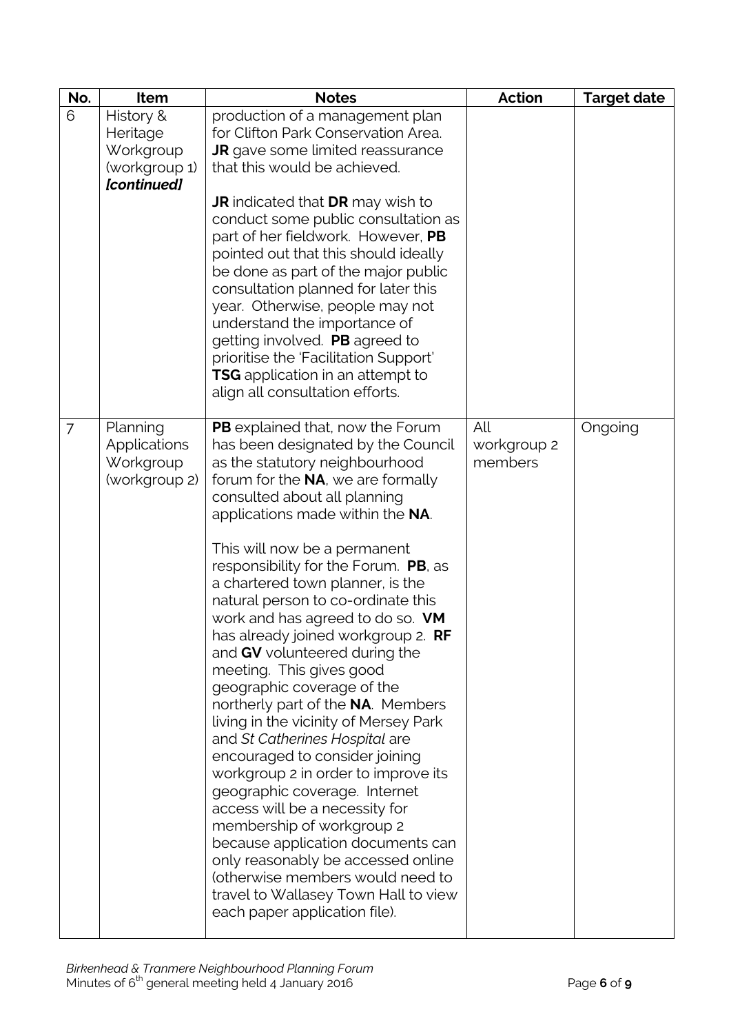| No. | Item | Notes | Action | Target date |
|---|---|---|---|---|
| 6 | History & Heritage Workgroup (workgroup 1) ***[continued]*** | production of a management plan for Clifton Park Conservation Area. **JR** gave some limited reassurance that this would be achieved.<br><br>**JR** indicated that **DR** may wish to conduct some public consultation as part of her fieldwork. However, **PB** pointed out that this should ideally be done as part of the major public consultation planned for later this year. Otherwise, people may not understand the importance of getting involved. **PB** agreed to prioritise the 'Facilitation Support' **TSG** application in an attempt to align all consultation efforts. | | |
| 7 | Planning Applications Workgroup (workgroup 2) | **PB** explained that, now the Forum has been designated by the Council as the statutory neighbourhood forum for the **NA**, we are formally consulted about all planning applications made within the **NA**.<br><br>This will now be a permanent responsibility for the Forum. **PB**, as a chartered town planner, is the natural person to co-ordinate this work and has agreed to do so. **VM** has already joined workgroup 2. **RF** and **GV** volunteered during the meeting. This gives good geographic coverage of the northerly part of the **NA**. Members living in the vicinity of Mersey Park and *St Catherines Hospital* are encouraged to consider joining workgroup 2 in order to improve its geographic coverage. Internet access will be a necessity for membership of workgroup 2 because application documents can only reasonably be accessed online (otherwise members would need to travel to Wallasey Town Hall to view each paper application file). | All workgroup 2 members | Ongoing |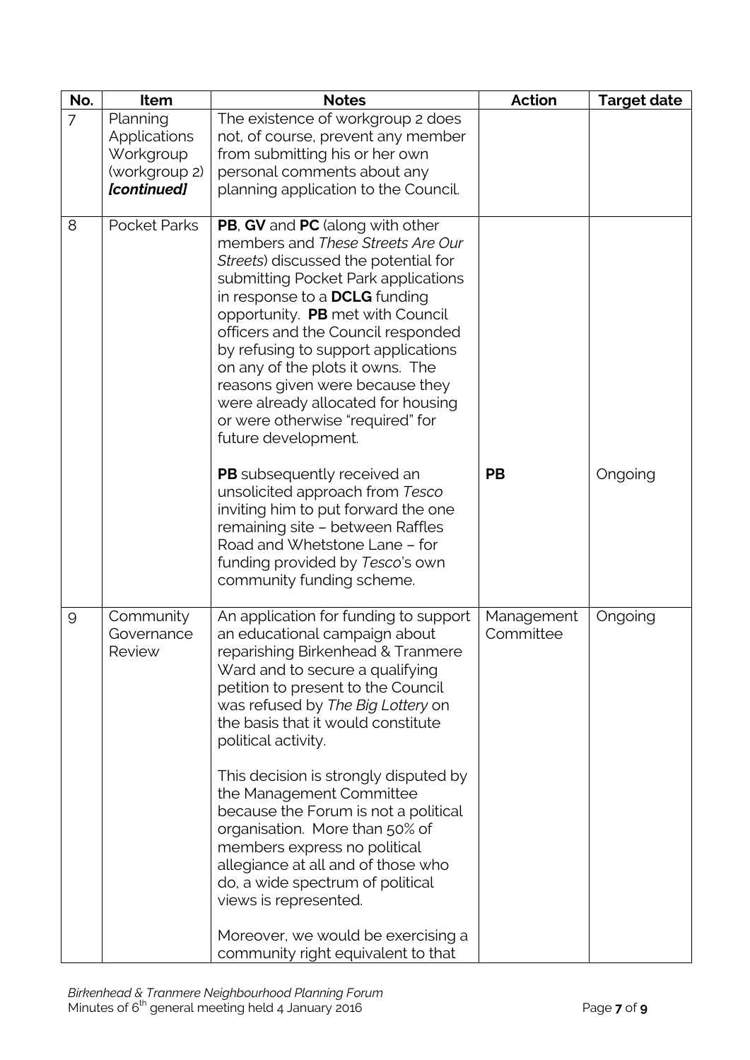| No. | Item | Notes | Action | Target date |
|---|---|---|---|---|
| 7 | Planning Applications Workgroup (workgroup 2) ***[continued]*** | The existence of workgroup 2 does not, of course, prevent any member from submitting his or her own personal comments about any planning application to the Council. | | |
| 8 | Pocket Parks | **PB**, **GV** and **PC** (along with other members and *These Streets Are Our Streets*) discussed the potential for submitting Pocket Park applications in response to a **DCLG** funding opportunity. **PB** met with Council officers and the Council responded by refusing to support applications on any of the plots it owns. The reasons given were because they were already allocated for housing or were otherwise "required" for future development.<br><br>**PB** subsequently received an unsolicited approach from *Tesco* inviting him to put forward the one remaining site – between Raffles Road and Whetstone Lane – for funding provided by *Tesco*'s own community funding scheme. | **PB** | Ongoing |
| 9 | Community Governance Review | An application for funding to support an educational campaign about reparishing Birkenhead & Tranmere Ward and to secure a qualifying petition to present to the Council was refused by *The Big Lottery* on the basis that it would constitute political activity.<br><br>This decision is strongly disputed by the Management Committee because the Forum is not a political organisation. More than 50% of members express no political allegiance at all and of those who do, a wide spectrum of political views is represented.<br><br>Moreover, we would be exercising a community right equivalent to that | Management Committee | Ongoing |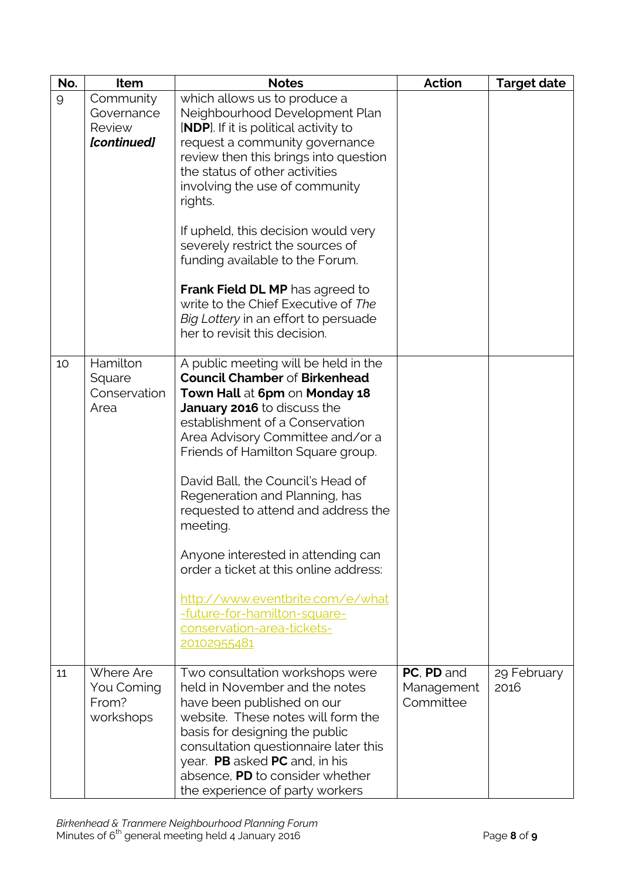| No. | Item | Notes | Action | Target date |
|---|---|---|---|---|
| 9 | Community Governance Review ***[continued]*** | which allows us to produce a Neighbourhood Development Plan [**NDP**]. If it is political activity to request a community governance review then this brings into question the status of other activities involving the use of community rights.<br><br>If upheld, this decision would very severely restrict the sources of funding available to the Forum.<br><br>**Frank Field DL MP** has agreed to write to the Chief Executive of *The Big Lottery* in an effort to persuade her to revisit this decision. | | |
| 10 | Hamilton Square Conservation Area | A public meeting will be held in the **Council Chamber** of **Birkenhead Town Hall** at **6pm** on **Monday 18 January 2016** to discuss the establishment of a Conservation Area Advisory Committee and/or a Friends of Hamilton Square group.<br><br>David Ball, the Council's Head of Regeneration and Planning, has requested to attend and address the meeting.<br><br>Anyone interested in attending can order a ticket at this online address:<br><br>http://www.eventbrite.com/e/what-future-for-hamilton-square-conservation-area-tickets-20102955481 | | |
| 11 | Where Are You Coming From? workshops | Two consultation workshops were held in November and the notes have been published on our website. These notes will form the basis for designing the public consultation questionnaire later this year. **PB** asked **PC** and, in his absence, **PD** to consider whether the experience of party workers | **PC**, **PD** and Management Committee | 29 February 2016 |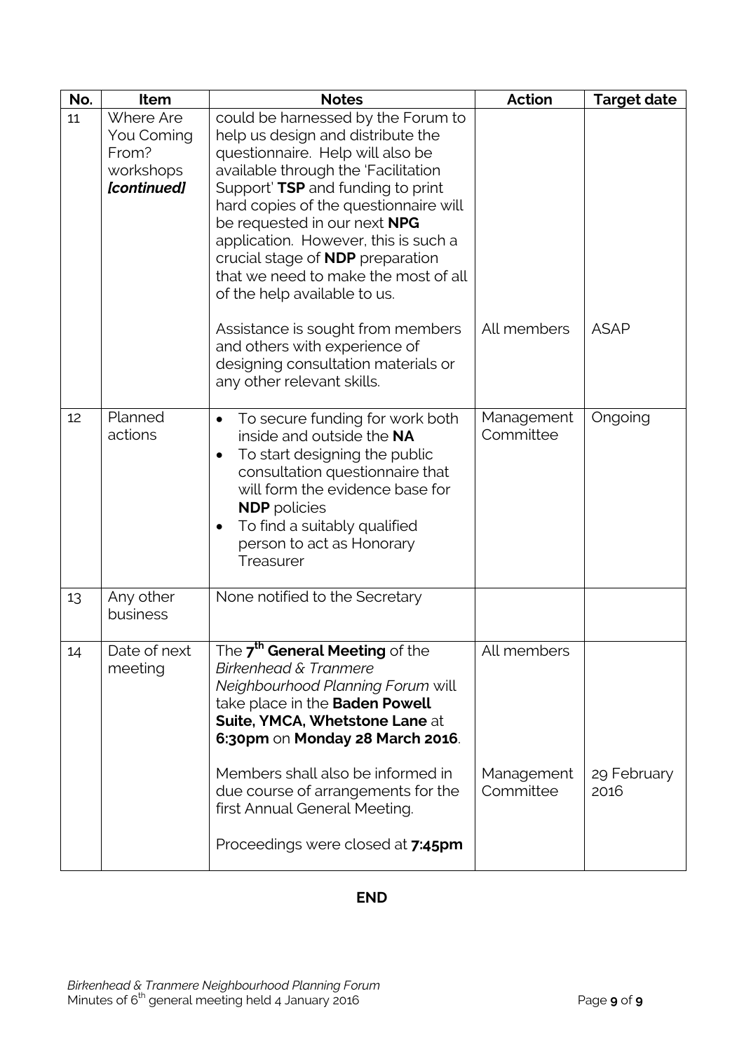| No. | Item | Notes | Action | Target date |
|---|---|---|---|---|
| 11 | Where Are You Coming From? workshops ***[continued]*** | could be harnessed by the Forum to help us design and distribute the questionnaire. Help will also be available through the 'Facilitation Support' **TSP** and funding to print hard copies of the questionnaire will be requested in our next **NPG** application. However, this is such a crucial stage of **NDP** preparation that we need to make the most of all of the help available to us. | | |
| | | Assistance is sought from members and others with experience of designing consultation materials or any other relevant skills. | All members | ASAP |
| 12 | Planned actions | • To secure funding for work both inside and outside the **NA**<br>• To start designing the public consultation questionnaire that will form the evidence base for **NDP** policies<br>• To find a suitably qualified person to act as Honorary Treasurer | Management Committee | Ongoing |
| 13 | Any other business | None notified to the Secretary | | |
| 14 | Date of next meeting | The **7th General Meeting** of the *Birkenhead & Tranmere Neighbourhood Planning Forum* will take place in the **Baden Powell Suite, YMCA, Whetstone Lane** at **6:30pm** on **Monday 28 March 2016**. | All members | |
| | | Members shall also be informed in due course of arrangements for the first Annual General Meeting. | Management Committee | 29 February 2016 |
| | | Proceedings were closed at **7:45pm** | | |

**END**